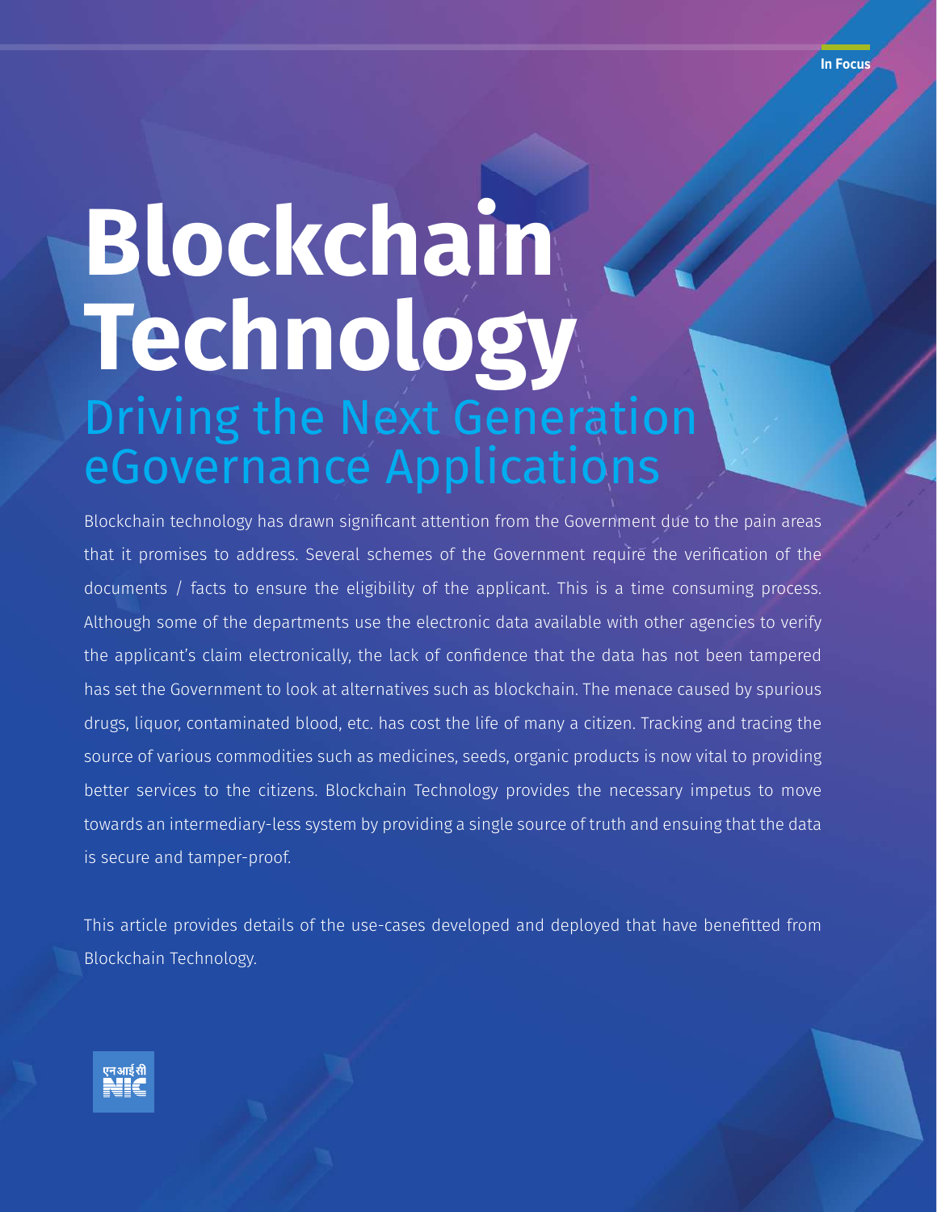# Blockchain Technology

## Driving the Next Generation eGovernance Applications

Blockchain technology has drawn significant attention from the Government due to the pain areas that it promises to address. Several schemes of the Government require the verification of the documents / facts to ensure the eligibility of the applicant. This is a time consuming process. Although some of the departments use the electronic data available with other agencies to verify the applicant's claim electronically, the lack of confidence that the data has not been tampered has set the Government to look at alternatives such as blockchain. The menace caused by spurious drugs, liquor, contaminated blood, etc. has cost the life of many a citizen. Tracking and tracing the source of various commodities such as medicines, seeds, organic products is now vital to providing better services to the citizens. Blockchain Technology provides the necessary impetus to move towards an intermediary-less system by providing a single source of truth and ensuing that the data is secure and tamper-proof.

This article provides details of the use-cases developed and deployed that have benefitted from Blockchain Technology.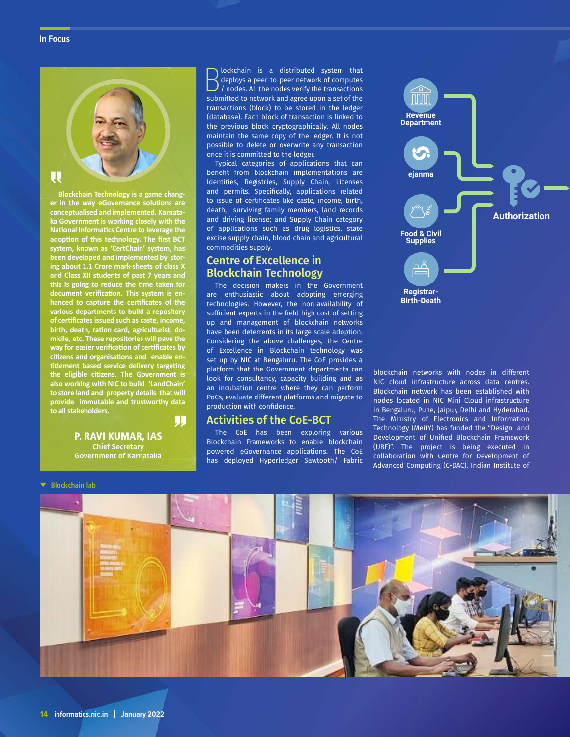> Blockchain Technology is a game changer in the way eGovernance solutions are conceptualised and implemented. Karnataka Government is working closely with the National Informatics Centre to leverage the adoption of this technology. The first BCT system, known as 'CertChain' system, has been developed and implemented by storing about 1.1 Crore mark-sheets of class X and Class XII students of past 7 years and this is going to reduce the time taken for document verification. This system is enhanced to capture the certificates of the various departments to build a repository of certificates issued such as caste, income, birth, death, ration card, agriculturist, domicile, etc. These repositories will pave the way for easier verification of certificates by citizens and organisations and enable entitlement based service delivery targeting the eligible citizens. The Government is also working with NIC to build 'LandChain' to store land and property details that will provide immutable and trustworthy data to all stakeholders.
>
> **P. RAVI KUMAR, IAS**
> Chief Secretary
> Government of Karnataka

Blockchain is a distributed system that deploys a peer-to-peer network of computes / nodes. All the nodes verify the transactions submitted to network and agree upon a set of the transactions (block) to be stored in the ledger (database). Each block of transaction is linked to the previous block cryptographically. All nodes maintain the same copy of the ledger. It is not possible to delete or overwrite any transaction once it is committed to the ledger.

Typical categories of applications that can benefit from blockchain implementations are Identities, Registries, Supply Chain, Licenses and permits. Specifically, applications related to issue of certificates like caste, income, birth, death, surviving family members, land records and driving license; and Supply Chain category of applications such as drug logistics, state excise supply chain, blood chain and agricultural commodities supply.

## Centre of Excellence in Blockchain Technology

The decision makers in the Government are enthusiastic about adopting emerging technologies. However, the non-availability of sufficient experts in the field high cost of setting up and management of blockchain networks have been deterrents in its large scale adoption. Considering the above challenges, the Centre of Excellence in Blockchain technology was set up by NIC at Bengaluru. The CoE provides a platform that the Government departments can look for consultancy, capacity building and as an incubation centre where they can perform PoCs, evaluate different platforms and migrate to production with confidence.

## Activities of the CoE-BCT

The CoE has been exploring various Blockchain Frameworks to enable blockchain powered eGovernance applications. The CoE has deployed Hyperledger Sawtooth/ Fabric blockchain networks with nodes in different NIC cloud infrastructure across data centres. Blockchain network has been established with nodes located in NIC Mini Cloud infrastructure in Bengaluru, Pune, Jaipur, Delhi and Hyderabad. The Ministry of Electronics and Information Technology (MeitY) has funded the "Design and Development of Unified Blockchain Framework (UBF)". The project is being executed in collaboration with Centre for Development of Advanced Computing (C-DAC), Indian Institute of

Revenue Department
ejanma
Food & Civil Supplies
Registrar-Birth-Death
Authorization

Blockchain lab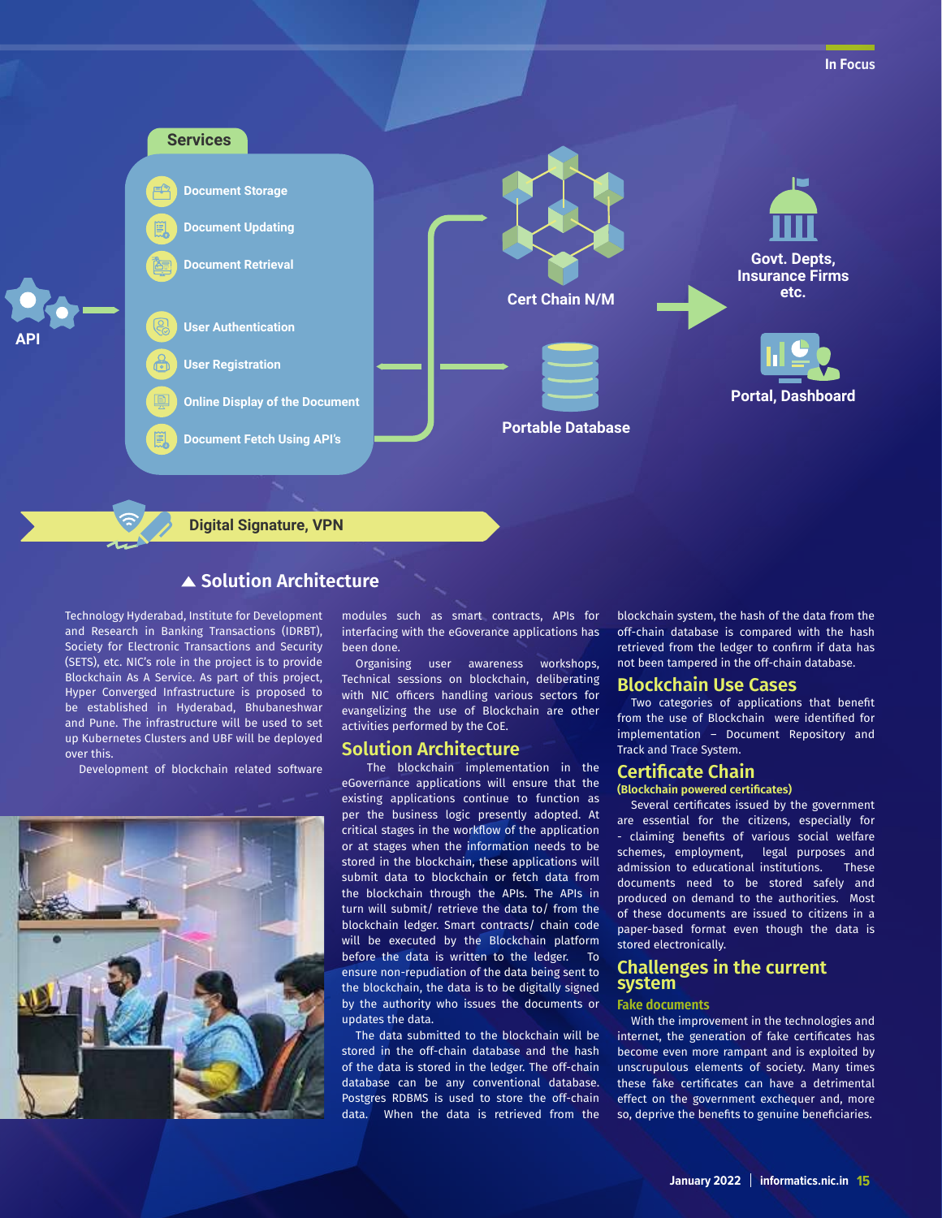▲ Solution Architecture

Technology Hyderabad, Institute for Development and Research in Banking Transactions (IDRBT), Society for Electronic Transactions and Security (SETS), etc. NIC's role in the project is to provide Blockchain As A Service. As part of this project, Hyper Converged Infrastructure is proposed to be established in Hyderabad, Bhubaneshwar and Pune. The infrastructure will be used to set up Kubernetes Clusters and UBF will be deployed over this.

Development of blockchain related software modules such as smart contracts, APIs for interfacing with the eGoverance applications has been done.

Organising user awareness workshops, Technical sessions on blockchain, deliberating with NIC officers handling various sectors for evangelizing the use of Blockchain are other activities performed by the CoE.

## Solution Architecture

The blockchain implementation in the eGovernance applications will ensure that the existing applications continue to function as per the business logic presently adopted. At critical stages in the workflow of the application or at stages when the information needs to be stored in the blockchain, these applications will submit data to blockchain or fetch data from the blockchain through the APIs. The APIs in turn will submit/ retrieve the data to/ from the blockchain ledger. Smart contracts/ chain code will be executed by the Blockchain platform before the data is written to the ledger. To ensure non-repudiation of the data being sent to the blockchain, the data is to be digitally signed by the authority who issues the documents or updates the data.

The data submitted to the blockchain will be stored in the off-chain database and the hash of the data is stored in the ledger. The off-chain database can be any conventional database. Postgres RDBMS is used to store the off-chain data. When the data is retrieved from the blockchain system, the hash of the data from the off-chain database is compared with the hash retrieved from the ledger to confirm if data has not been tampered in the off-chain database.

## Blockchain Use Cases

Two categories of applications that benefit from the use of Blockchain were identified for implementation – Document Repository and Track and Trace System.

## Certificate Chain

### (Blockchain powered certificates)

Several certificates issued by the government are essential for the citizens, especially for - claiming benefits of various social welfare schemes, employment, legal purposes and admission to educational institutions. These documents need to be stored safely and produced on demand to the authorities. Most of these documents are issued to citizens in a paper-based format even though the data is stored electronically.

## Challenges in the current system

### Fake documents

With the improvement in the technologies and internet, the generation of fake certificates has become even more rampant and is exploited by unscrupulous elements of society. Many times these fake certificates can have a detrimental effect on the government exchequer and, more so, deprive the benefits to genuine beneficiaries.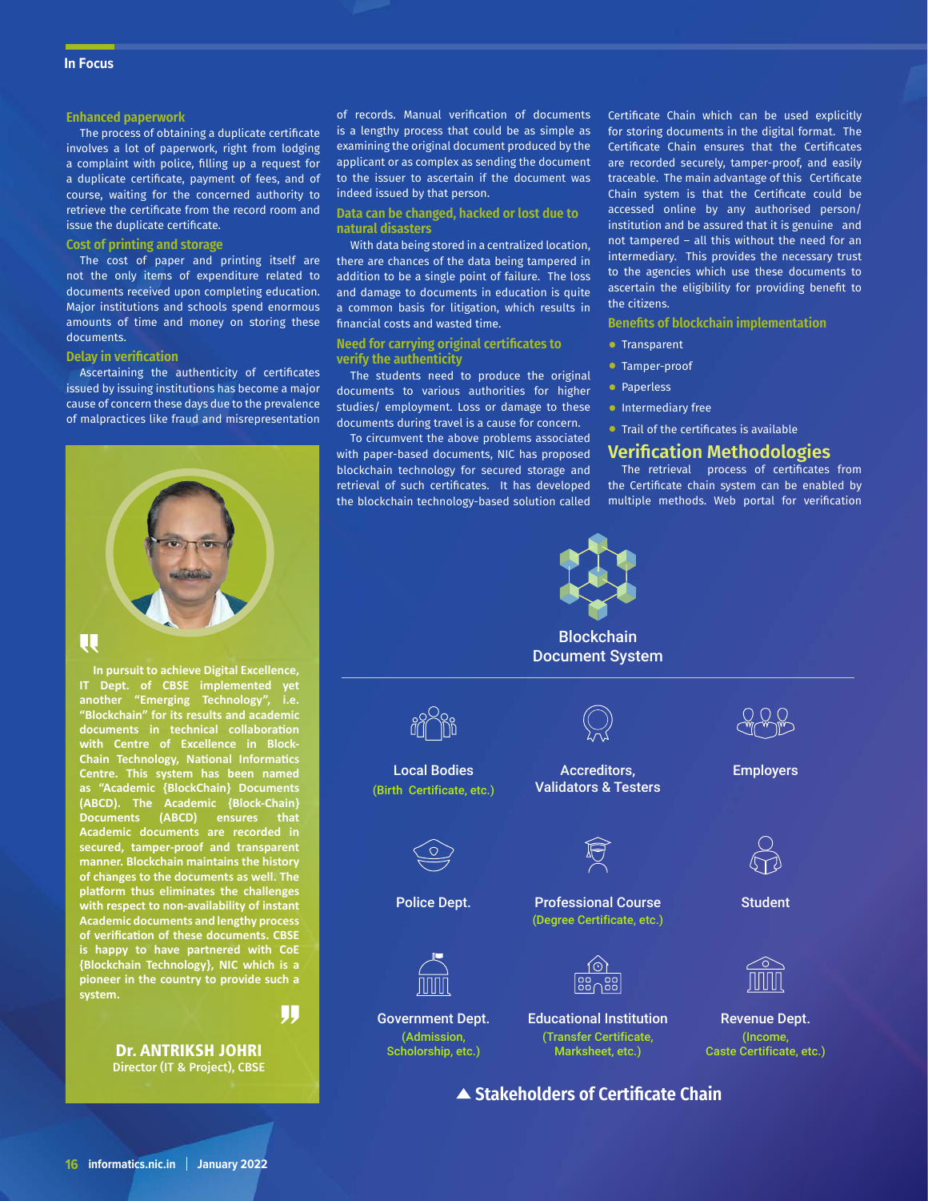### Enhanced paperwork

The process of obtaining a duplicate certificate involves a lot of paperwork, right from lodging a complaint with police, filling up a request for a duplicate certificate, payment of fees, and of course, waiting for the concerned authority to retrieve the certificate from the record room and issue the duplicate certificate.

### Cost of printing and storage

The cost of paper and printing itself are not the only items of expenditure related to documents received upon completing education. Major institutions and schools spend enormous amounts of time and money on storing these documents.

### Delay in verification

Ascertaining the authenticity of certificates issued by issuing institutions has become a major cause of concern these days due to the prevalence of malpractices like fraud and misrepresentation of records. Manual verification of documents is a lengthy process that could be as simple as examining the original document produced by the applicant or as complex as sending the document to the issuer to ascertain if the document was indeed issued by that person.

### Data can be changed, hacked or lost due to natural disasters

With data being stored in a centralized location, there are chances of the data being tampered in addition to be a single point of failure. The loss and damage to documents in education is quite a common basis for litigation, which results in financial costs and wasted time.

### Need for carrying original certificates to verify the authenticity

The students need to produce the original documents to various authorities for higher studies/ employment. Loss or damage to these documents during travel is a cause for concern.

To circumvent the above problems associated with paper-based documents, NIC has proposed blockchain technology for secured storage and retrieval of such certificates. It has developed the blockchain technology-based solution called Certificate Chain which can be used explicitly for storing documents in the digital format. The Certificate Chain ensures that the Certificates are recorded securely, tamper-proof, and easily traceable. The main advantage of this Certificate Chain system is that the Certificate could be accessed online by any authorised person/ institution and be assured that it is genuine and not tampered – all this without the need for an intermediary. This provides the necessary trust to the agencies which use these documents to ascertain the eligibility for providing benefit to the citizens.

### Benefits of blockchain implementation

- Transparent
- Tamper-proof
- Paperless
- Intermediary free
- Trail of the certificates is available

## Verification Methodologies

The retrieval process of certificates from the Certificate chain system can be enabled by multiple methods. Web portal for verification

> In pursuit to achieve Digital Excellence, IT Dept. of CBSE implemented yet another "Emerging Technology", i.e. "Blockchain" for its results and academic documents in technical collaboration with Centre of Excellence in Block-Chain Technology, National Informatics Centre. This system has been named as "Academic {BlockChain} Documents (ABCD). The Academic {Block-Chain} Documents (ABCD) ensures that Academic documents are recorded in secured, tamper-proof and transparent manner. Blockchain maintains the history of changes to the documents as well. The platform thus eliminates the challenges with respect to non-availability of instant Academic documents and lengthy process of verification of these documents. CBSE is happy to have partnered with CoE {Blockchain Technology}, NIC which is a pioneer in the country to provide such a system.
>
> **Dr. ANTRIKSH JOHRI**
> Director (IT & Project), CBSE

Blockchain Document System

- Local Bodies (Birth Certificate, etc.)
- Accreditors, Validators & Testers
- Employers
- Police Dept.
- Professional Course (Degree Certificate, etc.)
- Student
- Government Dept. (Admission, Scholorship, etc.)
- Educational Institution (Transfer Certificate, Marksheet, etc.)
- Revenue Dept. (Income, Caste Certificate, etc.)

▲ Stakeholders of Certificate Chain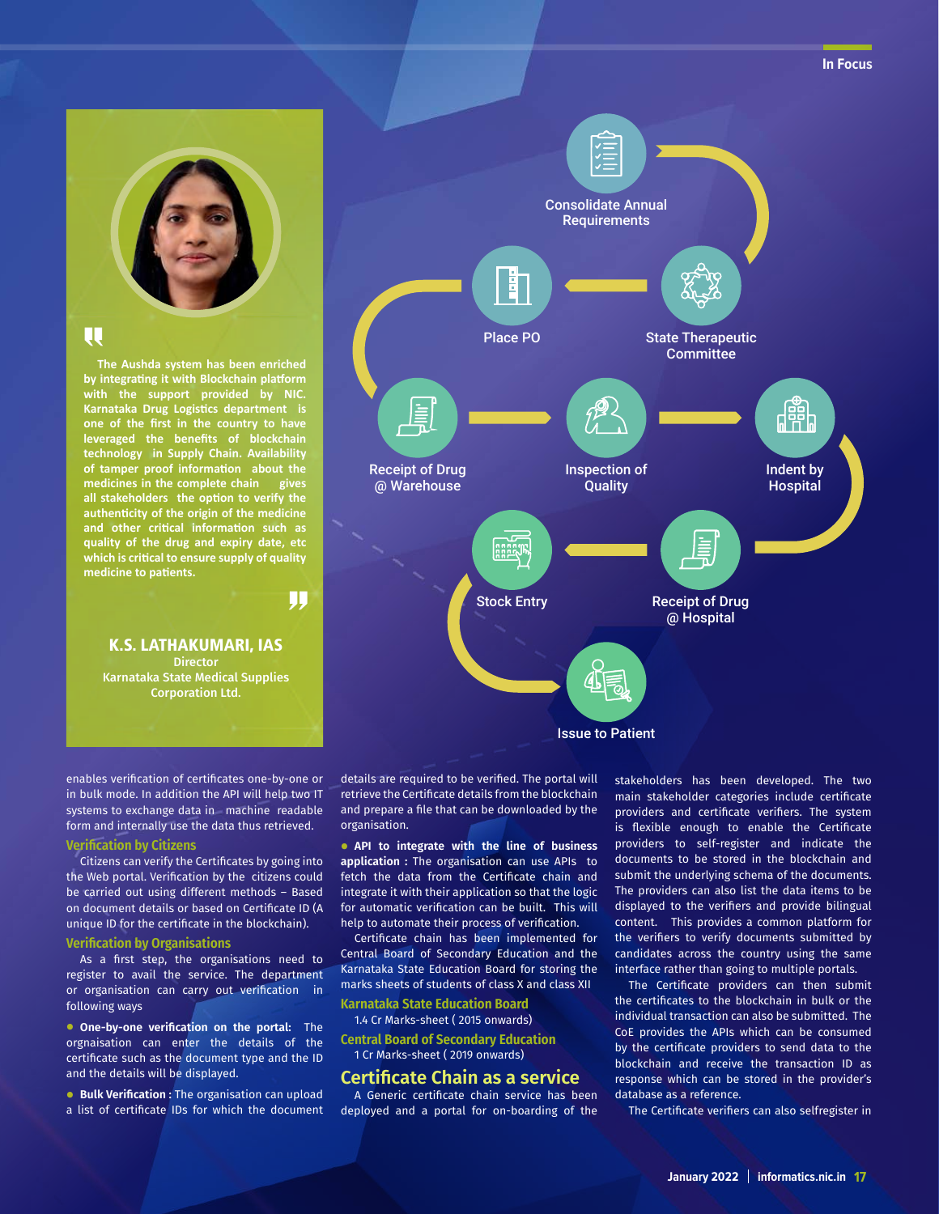> The Aushda system has been enriched by integrating it with Blockchain platform with the support provided by NIC. Karnataka Drug Logistics department is one of the first in the country to have leveraged the benefits of blockchain technology in Supply Chain. Availability of tamper proof information about the medicines in the complete chain gives all stakeholders the option to verify the authenticity of the origin of the medicine and other critical information such as quality of the drug and expiry date, etc which is critical to ensure supply of quality medicine to patients.

**K.S. LATHAKUMARI, IAS**
Director
Karnataka State Medical Supplies Corporation Ltd.

Consolidate Annual Requirements → State Therapeutic Committee → Place PO → Receipt of Drug @ Warehouse → Inspection of Quality → Indent by Hospital → Receipt of Drug @ Hospital → Stock Entry → Issue to Patient

enables verification of certificates one-by-one or in bulk mode. In addition the API will help two IT systems to exchange data in machine readable form and internally use the data thus retrieved.

### Verification by Citizens

Citizens can verify the Certificates by going into the Web portal. Verification by the citizens could be carried out using different methods – Based on document details or based on Certificate ID (A unique ID for the certificate in the blockchain).

### Verification by Organisations

As a first step, the organisations need to register to avail the service. The department or organisation can carry out verification in following ways

- **One-by-one verification on the portal:** The orgnaisation can enter the details of the certificate such as the document type and the ID and the details will be displayed.
- **Bulk Verification :** The organisation can upload a list of certificate IDs for which the document details are required to be verified. The portal will retrieve the Certificate details from the blockchain and prepare a file that can be downloaded by the organisation.
- **API to integrate with the line of business application :** The organisation can use APIs to fetch the data from the Certificate chain and integrate it with their application so that the logic for automatic verification can be built. This will help to automate their process of verification.

Certificate chain has been implemented for Central Board of Secondary Education and the Karnataka State Education Board for storing the marks sheets of students of class X and class XII

### Karnataka State Education Board

1.4 Cr Marks-sheet ( 2015 onwards)

### Central Board of Secondary Education

1 Cr Marks-sheet ( 2019 onwards)

## Certificate Chain as a service

A Generic certificate chain service has been deployed and a portal for on-boarding of the stakeholders has been developed. The two main stakeholder categories include certificate providers and certificate verifiers. The system is flexible enough to enable the Certificate providers to self-register and indicate the documents to be stored in the blockchain and submit the underlying schema of the documents. The providers can also list the data items to be displayed to the verifiers and provide bilingual content. This provides a common platform for the verifiers to verify documents submitted by candidates across the country using the same interface rather than going to multiple portals.

The Certificate providers can then submit the certificates to the blockchain in bulk or the individual transaction can also be submitted. The CoE provides the APIs which can be consumed by the certificate providers to send data to the blockchain and receive the transaction ID as response which can be stored in the provider's database as a reference.

The Certificate verifiers can also selfregister in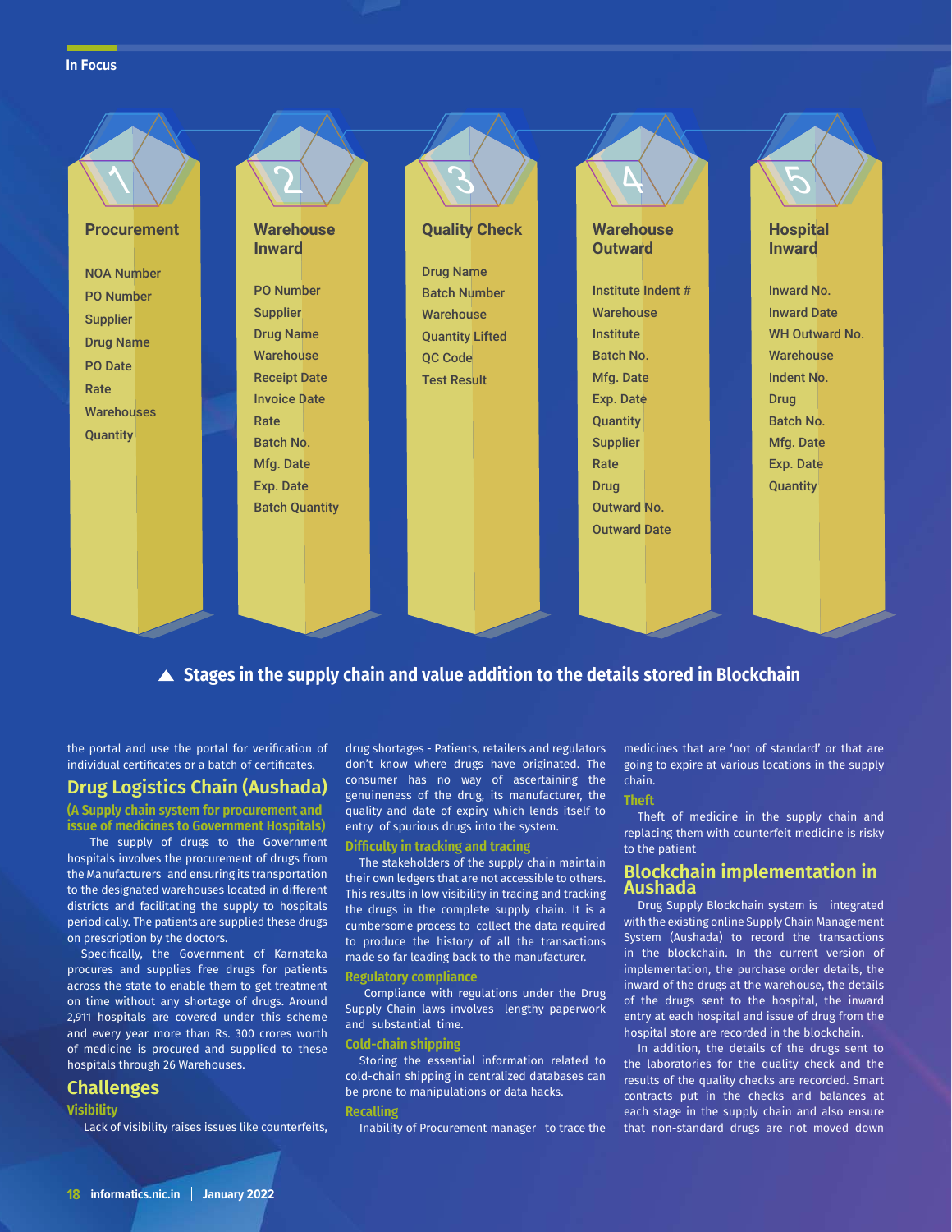## 1 Procurement

- NOA Number
- PO Number
- Supplier
- Drug Name
- PO Date
- Rate
- Warehouses
- Quantity

## 2 Warehouse Inward

- PO Number
- Supplier
- Drug Name
- Warehouse
- Receipt Date
- Invoice Date
- Rate
- Batch No.
- Mfg. Date
- Exp. Date
- Batch Quantity

## 3 Quality Check

- Drug Name
- Batch Number
- Warehouse
- Quantity Lifted
- QC Code
- Test Result

## 4 Warehouse Outward

- Institute Indent #
- Warehouse
- Institute
- Batch No.
- Mfg. Date
- Exp. Date
- Quantity
- Supplier
- Rate
- Drug
- Outward No.
- Outward Date

## 5 Hospital Inward

- Inward No.
- Inward Date
- WH Outward No.
- Warehouse
- Indent No.
- Drug
- Batch No.
- Mfg. Date
- Exp. Date
- Quantity

▲ **Stages in the supply chain and value addition to the details stored in Blockchain**

the portal and use the portal for verification of individual certificates or a batch of certificates.

## Drug Logistics Chain (Aushada)

### (A Supply chain system for procurement and issue of medicines to Government Hospitals)

The supply of drugs to the Government hospitals involves the procurement of drugs from the Manufacturers and ensuring its transportation to the designated warehouses located in different districts and facilitating the supply to hospitals periodically. The patients are supplied these drugs on prescription by the doctors.

Specifically, the Government of Karnataka procures and supplies free drugs for patients across the state to enable them to get treatment on time without any shortage of drugs. Around 2,911 hospitals are covered under this scheme and every year more than Rs. 300 crores worth of medicine is procured and supplied to these hospitals through 26 Warehouses.

## Challenges

### Visibility

Lack of visibility raises issues like counterfeits, drug shortages - Patients, retailers and regulators don't know where drugs have originated. The consumer has no way of ascertaining the genuineness of the drug, its manufacturer, the quality and date of expiry which lends itself to entry of spurious drugs into the system.

### Difficulty in tracking and tracing

The stakeholders of the supply chain maintain their own ledgers that are not accessible to others. This results in low visibility in tracing and tracking the drugs in the complete supply chain. It is a cumbersome process to collect the data required to produce the history of all the transactions made so far leading back to the manufacturer.

### Regulatory compliance

Compliance with regulations under the Drug Supply Chain laws involves lengthy paperwork and substantial time.

### Cold-chain shipping

Storing the essential information related to cold-chain shipping in centralized databases can be prone to manipulations or data hacks.

### Recalling

Inability of Procurement manager to trace the medicines that are 'not of standard' or that are going to expire at various locations in the supply chain.

### Theft

Theft of medicine in the supply chain and replacing them with counterfeit medicine is risky to the patient

## Blockchain implementation in Aushada

Drug Supply Blockchain system is integrated with the existing online Supply Chain Management System (Aushada) to record the transactions in the blockchain. In the current version of implementation, the purchase order details, the inward of the drugs at the warehouse, the details of the drugs sent to the hospital, the inward entry at each hospital and issue of drug from the hospital store are recorded in the blockchain.

In addition, the details of the drugs sent to the laboratories for the quality check and the results of the quality checks are recorded. Smart contracts put in the checks and balances at each stage in the supply chain and also ensure that non-standard drugs are not moved down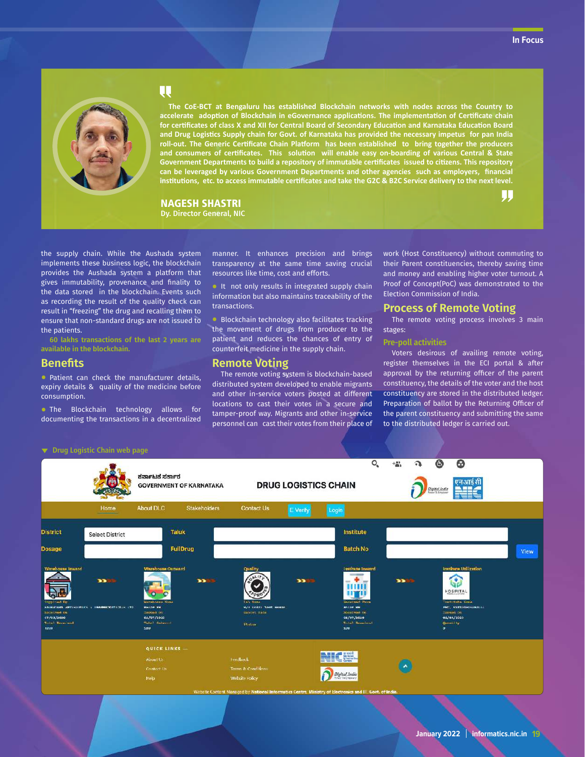> The CoE-BCT at Bengaluru has established Blockchain networks with nodes across the Country to accelerate adoption of Blockchain in eGovernance applications. The implementation of Certificate chain for certificates of class X and XII for Central Board of Secondary Education and Karnataka Education Board and Drug Logistics Supply chain for Govt. of Karnataka has provided the necessary impetus for pan India roll-out. The Generic Certificate Chain Platform has been established to bring together the producers and consumers of certificates. This solution will enable easy on-boarding of various Central & State Government Departments to build a repository of immutable certificates issued to citizens. This repository can be leveraged by various Government Departments and other agencies such as employers, financial institutions, etc. to access immutable certificates and take the G2C & B2C Service delivery to the next level.
>
> **NAGESH SHASTRI**
> Dy. Director General, NIC

the supply chain. While the Aushada system implements these business logic, the blockchain provides the Aushada system a platform that gives immutability, provenance and finality to the data stored in the blockchain. Events such as recording the result of the quality check can result in "freezing" the drug and recalling them to ensure that non-standard drugs are not issued to the patients.

**60 lakhs transactions of the last 2 years are available in the blockchain.**

## Benefits

- Patient can check the manufacturer details, expiry details & quality of the medicine before consumption.
- The Blockchain technology allows for documenting the transactions in a decentralized manner. It enhances precision and brings transparency at the same time saving crucial resources like time, cost and efforts.
- It not only results in integrated supply chain information but also maintains traceability of the transactions.
- Blockchain technology also facilitates tracking the movement of drugs from producer to the patient and reduces the chances of entry of counterfeit medicine in the supply chain.

## Remote Voting

The remote voting system is blockchain-based distributed system developed to enable migrants and other in-service voters posted at different locations to cast their votes in a secure and tamper-proof way. Migrants and other in-service personnel can cast their votes from their place of work (Host Constituency) without commuting to their Parent constituencies, thereby saving time and money and enabling higher voter turnout. A Proof of Concept(PoC) was demonstrated to the Election Commission of India.

## Process of Remote Voting

The remote voting process involves 3 main stages:

### Pre-poll activities

Voters desirous of availing remote voting, register themselves in the ECI portal & after approval by the returning officer of the parent constituency, the details of the voter and the host constituency are stored in the distributed ledger. Preparation of ballot by the Returning Officer of the parent constituency and submitting the same to the distributed ledger is carried out.

Drug Logistic Chain web page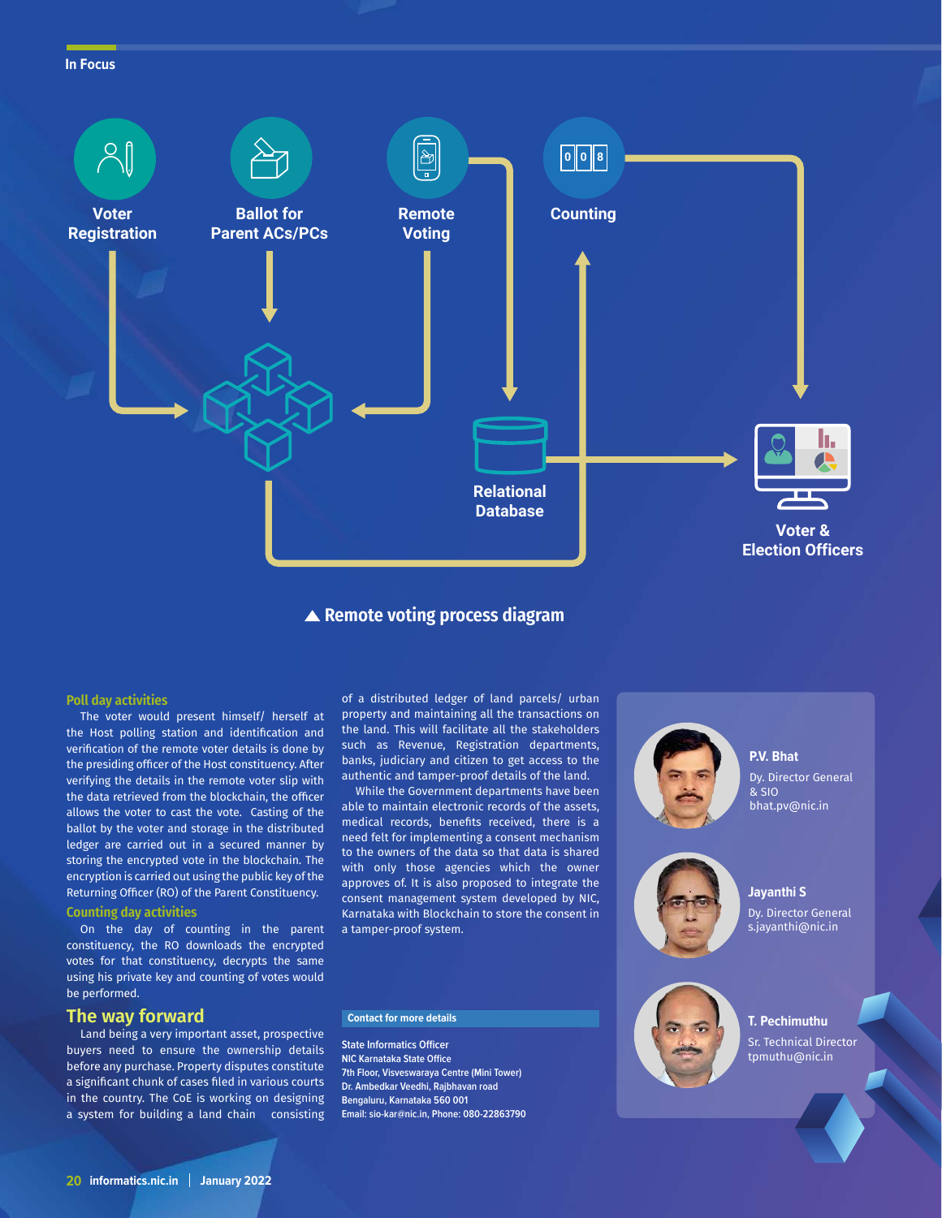Voter Registration

Ballot for Parent ACs/PCs

Remote Voting

Counting

0 0 8

Relational Database

Voter & Election Officers

▲ Remote voting process diagram

### Poll day activities

The voter would present himself/ herself at the Host polling station and identification and verification of the remote voter details is done by the presiding officer of the Host constituency. After verifying the details in the remote voter slip with the data retrieved from the blockchain, the officer allows the voter to cast the vote. Casting of the ballot by the voter and storage in the distributed ledger are carried out in a secured manner by storing the encrypted vote in the blockchain. The encryption is carried out using the public key of the Returning Officer (RO) of the Parent Constituency.

### Counting day activities

On the day of counting in the parent constituency, the RO downloads the encrypted votes for that constituency, decrypts the same using his private key and counting of votes would be performed.

## The way forward

Land being a very important asset, prospective buyers need to ensure the ownership details before any purchase. Property disputes constitute a significant chunk of cases filed in various courts in the country. The CoE is working on designing a system for building a land chain consisting of a distributed ledger of land parcels/ urban property and maintaining all the transactions on the land. This will facilitate all the stakeholders such as Revenue, Registration departments, banks, judiciary and citizen to get access to the authentic and tamper-proof details of the land.

While the Government departments have been able to maintain electronic records of the assets, medical records, benefits received, there is a need felt for implementing a consent mechanism to the owners of the data so that data is shared with only those agencies which the owner approves of. It is also proposed to integrate the consent management system developed by NIC, Karnataka with Blockchain to store the consent in a tamper-proof system.

**Contact for more details**

State Informatics Officer
NIC Karnataka State Office
7th Floor, Visveswaraya Centre (Mini Tower)
Dr. Ambedkar Veedhi, Rajbhavan road
Bengaluru, Karnataka 560 001
Email: sio-kar@nic.in, Phone: 080-22863790

**P.V. Bhat**
Dy. Director General & SIO
bhat.pv@nic.in

**Jayanthi S**
Dy. Director General
s.jayanthi@nic.in

**T. Pechimuthu**
Sr. Technical Director
tpmuthu@nic.in